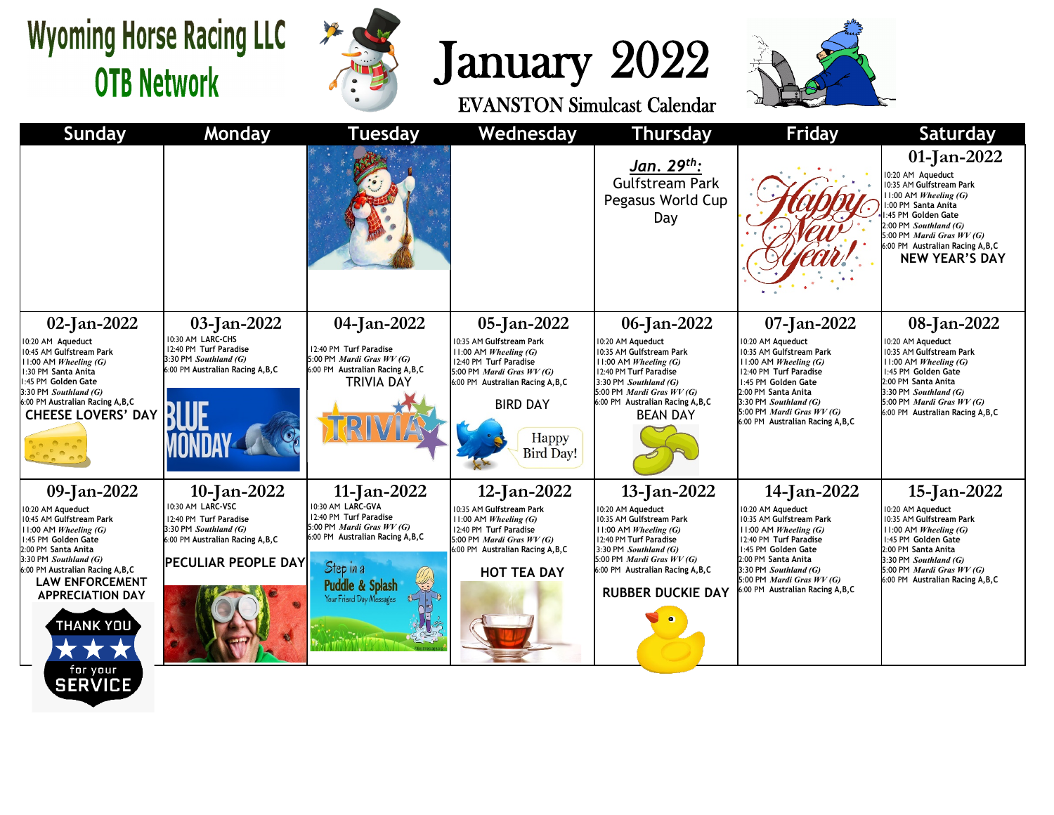# Wyoming Horse Racing LLC
## OTB Network

# January 2022
## EVANSTON Simulcast Calendar

| Sunday | Monday | Tuesday | Wednesday | Thursday | Friday | Saturday |
|---|---|---|---|---|---|---|
| | | | | ***Jan. 29th:*** Gulfstream Park Pegasus World Cup Day | Happy New Year! | **01-Jan-2022**<br>10:20 AM Aqueduct<br>10:35 AM Gulfstream Park<br>11:00 AM *Wheeling (G)*<br>1:00 PM Santa Anita<br>1:45 PM Golden Gate<br>2:00 PM *Southland (G)*<br>5:00 PM *Mardi Gras WV (G)*<br>6:00 PM Australian Racing A,B,C<br>**NEW YEAR'S DAY** |
| **02-Jan-2022**<br>10:20 AM Aqueduct<br>10:45 AM Gulfstream Park<br>11:00 AM *Wheeling (G)*<br>1:30 PM Santa Anita<br>1:45 PM Golden Gate<br>3:30 PM *Southland (G)*<br>6:00 PM Australian Racing A,B,C<br>**CHEESE LOVERS' DAY** | **03-Jan-2022**<br>10:30 AM LARC-CHS<br>12:40 PM Turf Paradise<br>3:30 PM *Southland (G)*<br>6:00 PM Australian Racing A,B,C<br>BLUE MONDAY | **04-Jan-2022**<br>12:40 PM Turf Paradise<br>5:00 PM *Mardi Gras WV (G)*<br>6:00 PM Australian Racing A,B,C<br>TRIVIA DAY | **05-Jan-2022**<br>10:35 AM Gulfstream Park<br>11:00 AM *Wheeling (G)*<br>12:40 PM Turf Paradise<br>5:00 PM *Mardi Gras WV (G)*<br>6:00 PM Australian Racing A,B,C<br>BIRD DAY<br>Happy Bird Day! | **06-Jan-2022**<br>10:20 AM Aqueduct<br>10:35 AM Gulfstream Park<br>11:00 AM *Wheeling (G)*<br>12:40 PM Turf Paradise<br>3:30 PM *Southland (G)*<br>5:00 PM *Mardi Gras WV (G)*<br>6:00 PM Australian Racing A,B,C<br>BEAN DAY | **07-Jan-2022**<br>10:20 AM Aqueduct<br>10:35 AM Gulfstream Park<br>11:00 AM *Wheeling (G)*<br>12:40 PM Turf Paradise<br>1:45 PM Golden Gate<br>2:00 PM Santa Anita<br>3:30 PM *Southland (G)*<br>5:00 PM *Mardi Gras WV (G)*<br>6:00 PM Australian Racing A,B,C | **08-Jan-2022**<br>10:20 AM Aqueduct<br>10:35 AM Gulfstream Park<br>11:00 AM *Wheeling (G)*<br>1:45 PM Golden Gate<br>2:00 PM Santa Anita<br>3:30 PM *Southland (G)*<br>5:00 PM *Mardi Gras WV (G)*<br>6:00 PM Australian Racing A,B,C |
| **09-Jan-2022**<br>10:20 AM Aqueduct<br>10:45 AM Gulfstream Park<br>11:00 AM *Wheeling (G)*<br>1:45 PM Golden Gate<br>2:00 PM Santa Anita<br>3:30 PM *Southland (G)*<br>6:00 PM Australian Racing A,B,C<br>**LAW ENFORCEMENT APPRECIATION DAY**<br>THANK YOU for your SERVICE | **10-Jan-2022**<br>10:30 AM LARC-VSC<br>12:40 PM Turf Paradise<br>3:30 PM *Southland (G)*<br>6:00 PM Australian Racing A,B,C<br>**PECULIAR PEOPLE DAY** | **11-Jan-2022**<br>10:30 AM LARC-GVA<br>12:40 PM Turf Paradise<br>5:00 PM *Mardi Gras WV (G)*<br>6:00 PM Australian Racing A,B,C<br>Step in a Puddle & Splash<br>Your Friend Day Messages | **12-Jan-2022**<br>10:35 AM Gulfstream Park<br>11:00 AM *Wheeling (G)*<br>12:40 PM Turf Paradise<br>5:00 PM *Mardi Gras WV (G)*<br>6:00 PM Australian Racing A,B,C<br>**HOT TEA DAY** | **13-Jan-2022**<br>10:20 AM Aqueduct<br>10:35 AM Gulfstream Park<br>11:00 AM *Wheeling (G)*<br>12:40 PM Turf Paradise<br>3:30 PM *Southland (G)*<br>5:00 PM *Mardi Gras WV (G)*<br>6:00 PM Australian Racing A,B,C<br>**RUBBER DUCKIE DAY** | **14-Jan-2022**<br>10:20 AM Aqueduct<br>10:35 AM Gulfstream Park<br>11:00 AM *Wheeling (G)*<br>12:40 PM Turf Paradise<br>1:45 PM Golden Gate<br>2:00 PM Santa Anita<br>3:30 PM *Southland (G)*<br>5:00 PM *Mardi Gras WV (G)*<br>6:00 PM Australian Racing A,B,C | **15-Jan-2022**<br>10:20 AM Aqueduct<br>10:35 AM Gulfstream Park<br>11:00 AM *Wheeling (G)*<br>1:45 PM Golden Gate<br>2:00 PM Santa Anita<br>3:30 PM *Southland (G)*<br>5:00 PM *Mardi Gras WV (G)*<br>6:00 PM Australian Racing A,B,C |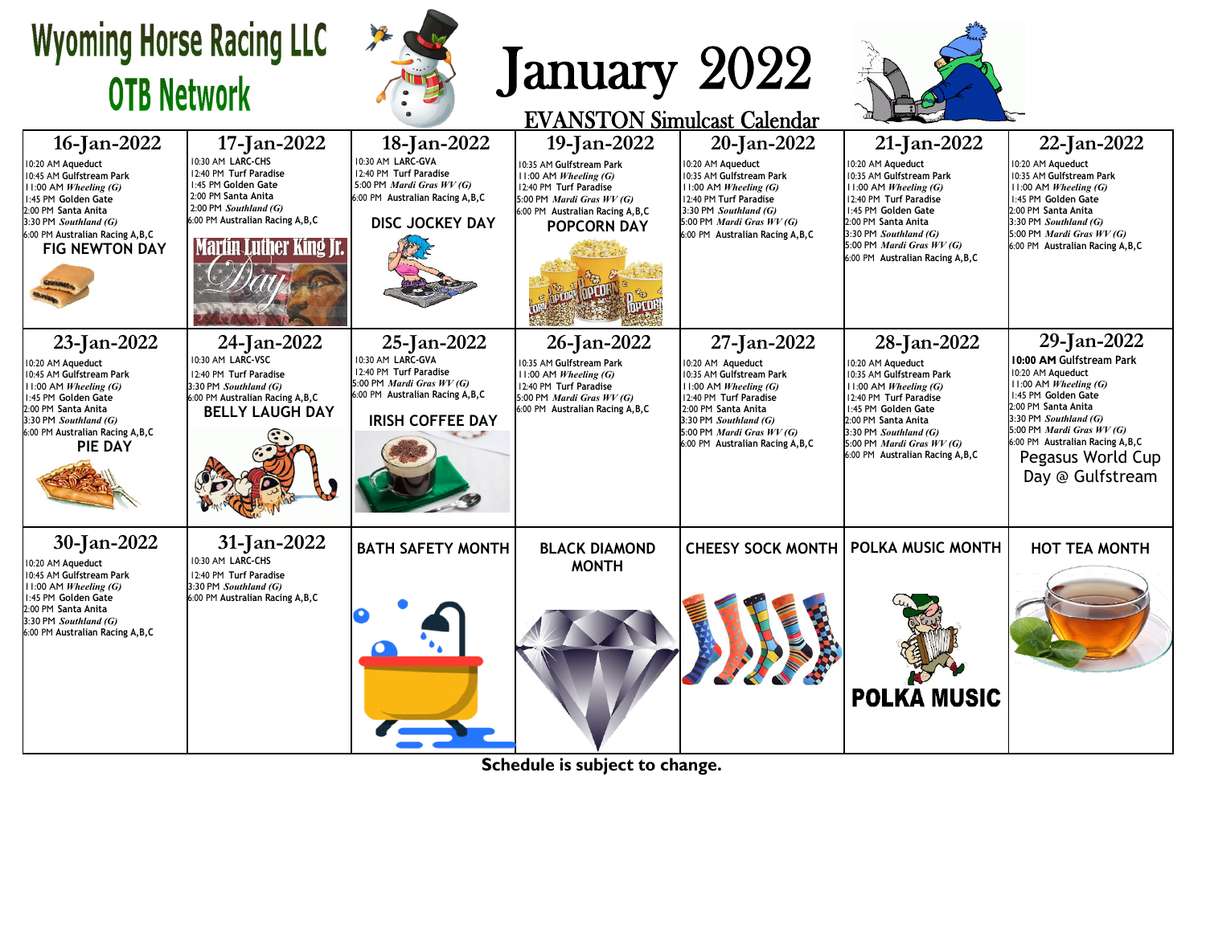# Wyoming Horse Racing LLC OTB Network

# January 2022

## EVANSTON Simulcast Calendar

| 16-Jan-2022 | 17-Jan-2022 | 18-Jan-2022 | 19-Jan-2022 | 20-Jan-2022 | 21-Jan-2022 | 22-Jan-2022 |
|---|---|---|---|---|---|---|
| 10:20 AM Aqueduct<br>10:45 AM Gulfstream Park<br>11:00 AM *Wheeling (G)*<br>1:45 PM Golden Gate<br>2:00 PM Santa Anita<br>3:30 PM *Southland (G)*<br>6:00 PM Australian Racing A,B,C<br>**FIG NEWTON DAY** | 10:30 AM LARC-CHS<br>12:40 PM Turf Paradise<br>1:45 PM Golden Gate<br>2:00 PM Santa Anita<br>2:00 PM *Southland (G)*<br>6:00 PM Australian Racing A,B,C<br>Martin Luther King Jr. Day | 10:30 AM LARC-GVA<br>12:40 PM Turf Paradise<br>5:00 PM *Mardi Gras WV (G)*<br>6:00 PM Australian Racing A,B,C<br>**DISC JOCKEY DAY** | 10:35 AM Gulfstream Park<br>11:00 AM *Wheeling (G)*<br>12:40 PM Turf Paradise<br>5:00 PM *Mardi Gras WV (G)*<br>6:00 PM Australian Racing A,B,C<br>**POPCORN DAY** | 10:20 AM Aqueduct<br>10:35 AM Gulfstream Park<br>11:00 AM *Wheeling (G)*<br>12:40 PM Turf Paradise<br>3:30 PM *Southland (G)*<br>5:00 PM *Mardi Gras WV (G)*<br>6:00 PM Australian Racing A,B,C | 10:20 AM Aqueduct<br>10:35 AM Gulfstream Park<br>11:00 AM *Wheeling (G)*<br>12:40 PM Turf Paradise<br>1:45 PM Golden Gate<br>2:00 PM Santa Anita<br>3:30 PM *Southland (G)*<br>5:00 PM *Mardi Gras WV (G)*<br>6:00 PM Australian Racing A,B,C | 10:20 AM Aqueduct<br>10:35 AM Gulfstream Park<br>11:00 AM *Wheeling (G)*<br>1:45 PM Golden Gate<br>2:00 PM Santa Anita<br>3:30 PM *Southland (G)*<br>5:00 PM *Mardi Gras WV (G)*<br>6:00 PM Australian Racing A,B,C |
| **23-Jan-2022** | **24-Jan-2022** | **25-Jan-2022** | **26-Jan-2022** | **27-Jan-2022** | **28-Jan-2022** | **29-Jan-2022** |
| 10:20 AM Aqueduct<br>10:45 AM Gulfstream Park<br>11:00 AM *Wheeling (G)*<br>1:45 PM Golden Gate<br>2:00 PM Santa Anita<br>3:30 PM *Southland (G)*<br>6:00 PM Australian Racing A,B,C<br>**PIE DAY** | 10:30 AM LARC-VSC<br>12:40 PM Turf Paradise<br>3:30 PM *Southland (G)*<br>6:00 PM Australian Racing A,B,C<br>**BELLY LAUGH DAY** | 10:30 AM LARC-GVA<br>12:40 PM Turf Paradise<br>5:00 PM *Mardi Gras WV (G)*<br>6:00 PM Australian Racing A,B,C<br>**IRISH COFFEE DAY** | 10:35 AM Gulfstream Park<br>11:00 AM *Wheeling (G)*<br>12:40 PM Turf Paradise<br>5:00 PM *Mardi Gras WV (G)*<br>6:00 PM Australian Racing A,B,C | 10:20 AM Aqueduct<br>10:35 AM Gulfstream Park<br>11:00 AM *Wheeling (G)*<br>12:40 PM Turf Paradise<br>2:00 PM Santa Anita<br>3:30 PM *Southland (G)*<br>5:00 PM *Mardi Gras WV (G)*<br>6:00 PM Australian Racing A,B,C | 10:20 AM Aqueduct<br>10:35 AM Gulfstream Park<br>11:00 AM *Wheeling (G)*<br>12:40 PM Turf Paradise<br>1:45 PM Golden Gate<br>2:00 PM Santa Anita<br>3:30 PM *Southland (G)*<br>5:00 PM *Mardi Gras WV (G)*<br>6:00 PM Australian Racing A,B,C | **10:00 AM** Gulfstream Park<br>10:20 AM Aqueduct<br>11:00 AM *Wheeling (G)*<br>1:45 PM Golden Gate<br>2:00 PM Santa Anita<br>3:30 PM *Southland (G)*<br>5:00 PM *Mardi Gras WV (G)*<br>6:00 PM Australian Racing A,B,C<br>Pegasus World Cup Day @ Gulfstream |
| **30-Jan-2022** | **31-Jan-2022** | **BATH SAFETY MONTH** | **BLACK DIAMOND MONTH** | **CHEESY SOCK MONTH** | **POLKA MUSIC MONTH** | **HOT TEA MONTH** |
| 10:20 AM Aqueduct<br>10:45 AM Gulfstream Park<br>11:00 AM *Wheeling (G)*<br>1:45 PM Golden Gate<br>2:00 PM Santa Anita<br>3:30 PM *Southland (G)*<br>6:00 PM Australian Racing A,B,C | 10:30 AM LARC-CHS<br>12:40 PM Turf Paradise<br>3:30 PM *Southland (G)*<br>6:00 PM Australian Racing A,B,C | | | | POLKA MUSIC | |

**Schedule is subject to change.**